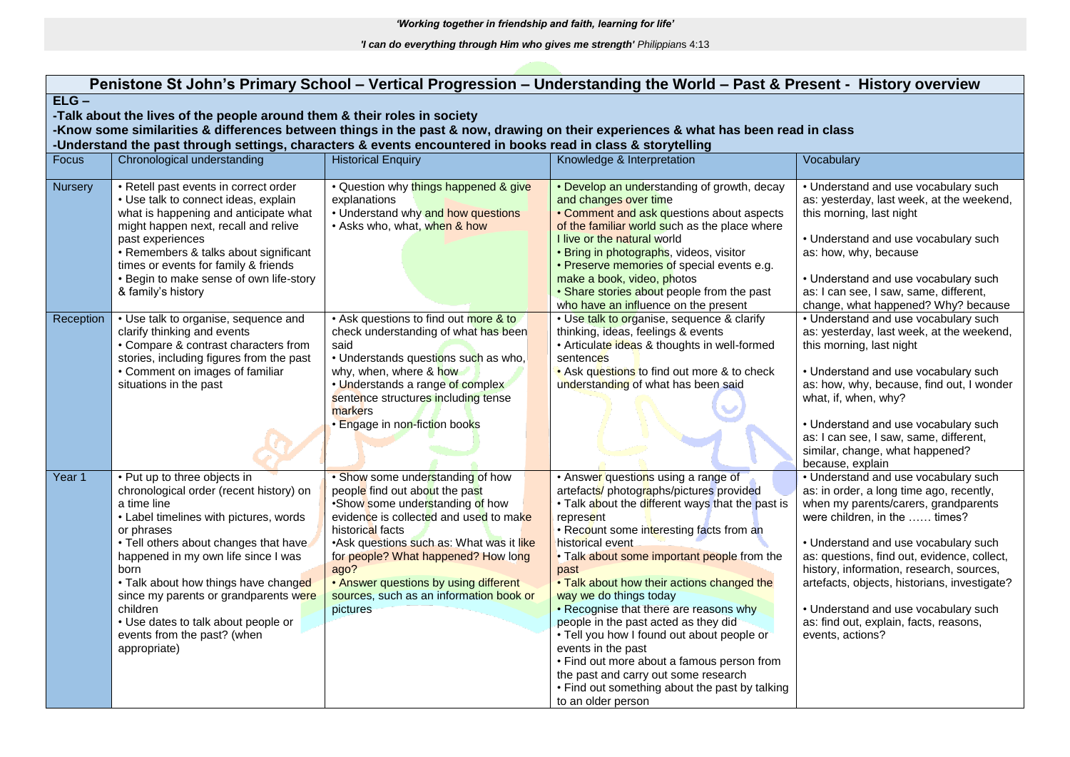*'Working together in friendship and faith, learning for life'*

*'I can do everything through Him who gives me strength'* Philippians 4:13

# Penistone St John's Primary School – Vertical Progression – Understanding the World – Past & Present - History overview

**ELG –**

**-Talk about the lives of the people around them & their roles in society**

**-Know some similarities & differences between things in the past & now, drawing on their experiences & what has been read in class**

**-Understand the past through settings, characters & events encountered in books read in class & storytelling**

| Focus | Chronological understanding | Historical Enquiry | Knowledge & Interpretation | Vocabulary |
|---|---|---|---|---|
| Nursery | • Retell past events in correct order<br>• Use talk to connect ideas, explain what is happening and anticipate what might happen next, recall and relive past experiences<br>• Remembers & talks about significant times or events for family & friends<br>• Begin to make sense of own life-story & family's history | • Question why things happened & give explanations<br>• Understand why and how questions<br>• Asks who, what, when & how | • Develop an understanding of growth, decay and changes over time<br>• Comment and ask questions about aspects of the familiar world such as the place where I live or the natural world<br>• Bring in photographs, videos, visitor<br>• Preserve memories of special events e.g. make a book, video, photos<br>• Share stories about people from the past who have an influence on the present | • Understand and use vocabulary such as: yesterday, last week, at the weekend, this morning, last night<br><br>• Understand and use vocabulary such as: how, why, because<br><br>• Understand and use vocabulary such as: I can see, I saw, same, different, change, what happened? Why? because |
| Reception | • Use talk to organise, sequence and clarify thinking and events<br>• Compare & contrast characters from stories, including figures from the past<br>• Comment on images of familiar situations in the past | • Ask questions to find out more & to check understanding of what has been said<br>• Understands questions such as who, why, when, where & how<br>• Understands a range of complex sentence structures including tense markers<br>• Engage in non-fiction books | • Use talk to organise, sequence & clarify thinking, ideas, feelings & events<br>• Articulate ideas & thoughts in well-formed sentences<br>• Ask questions to find out more & to check understanding of what has been said | • Understand and use vocabulary such as: yesterday, last week, at the weekend, this morning, last night<br><br>• Understand and use vocabulary such as: how, why, because, find out, I wonder what, if, when, why?<br><br>• Understand and use vocabulary such as: I can see, I saw, same, different, similar, change, what happened? because, explain |
| Year 1 | • Put up to three objects in chronological order (recent history) on a time line<br>• Label timelines with pictures, words or phrases<br>• Tell others about changes that have happened in my own life since I was born<br>• Talk about how things have changed since my parents or grandparents were children<br>• Use dates to talk about people or events from the past? (when appropriate) | • Show some understanding of how people find out about the past<br>•Show some understanding of how evidence is collected and used to make historical facts<br>•Ask questions such as: What was it like for people? What happened? How long ago?<br>• Answer questions by using different sources, such as an information book or pictures | • Answer questions using a range of artefacts/ photographs/pictures provided<br>• Talk about the different ways that the past is represent<br>• Recount some interesting facts from an historical event<br>• Talk about some important people from the past<br>• Talk about how their actions changed the way we do things today<br>• Recognise that there are reasons why people in the past acted as they did<br>• Tell you how I found out about people or events in the past<br>• Find out more about a famous person from the past and carry out some research<br>• Find out something about the past by talking to an older person | • Understand and use vocabulary such as: in order, a long time ago, recently, when my parents/carers, grandparents were children, in the …… times?<br><br>• Understand and use vocabulary such as: questions, find out, evidence, collect, history, information, research, sources, artefacts, objects, historians, investigate?<br><br>• Understand and use vocabulary such as: find out, explain, facts, reasons, events, actions? |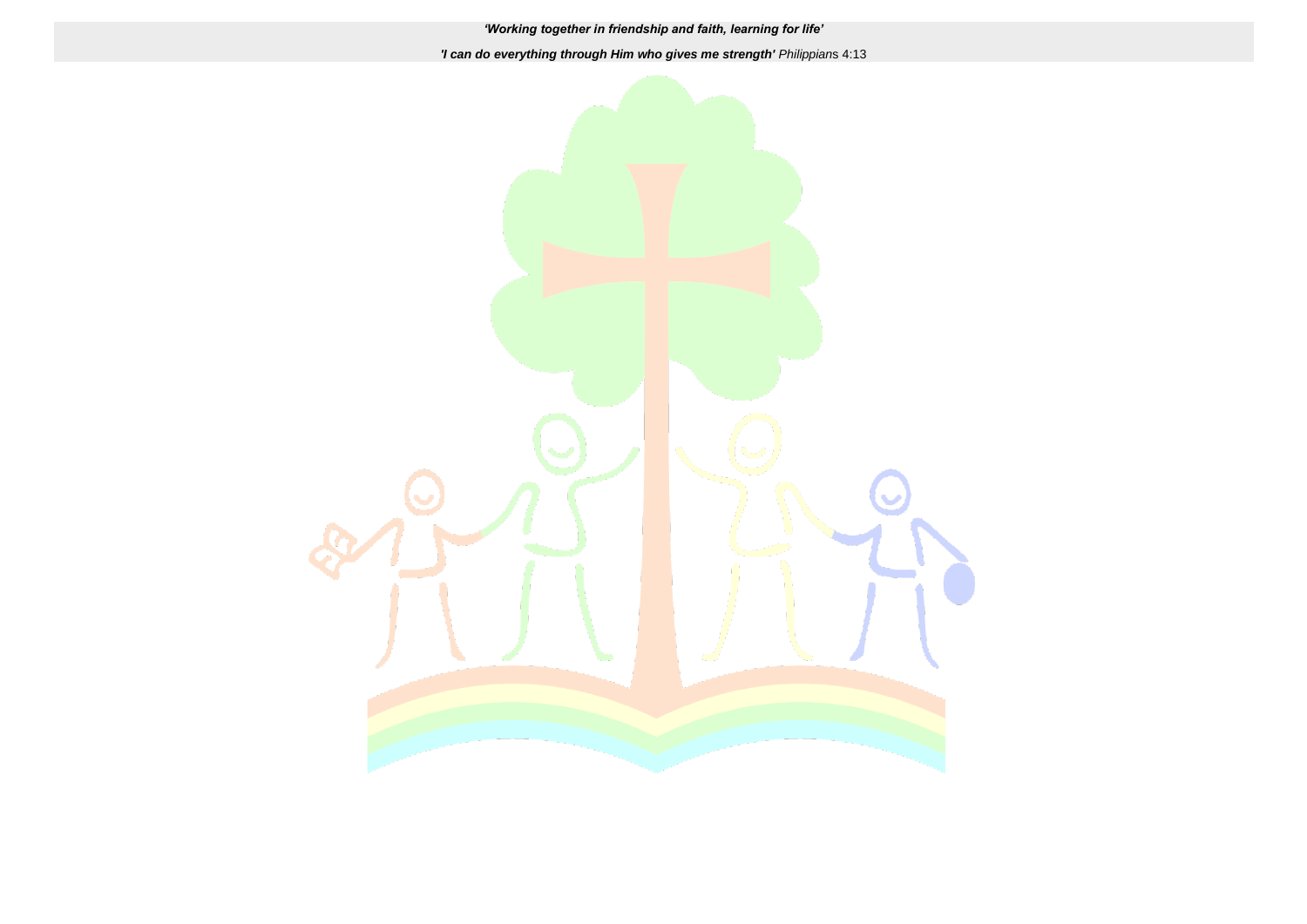*'Working together in friendship and faith, learning for life'*

***'I can do everything through Him who gives me strength'*** *Philippians* 4:13